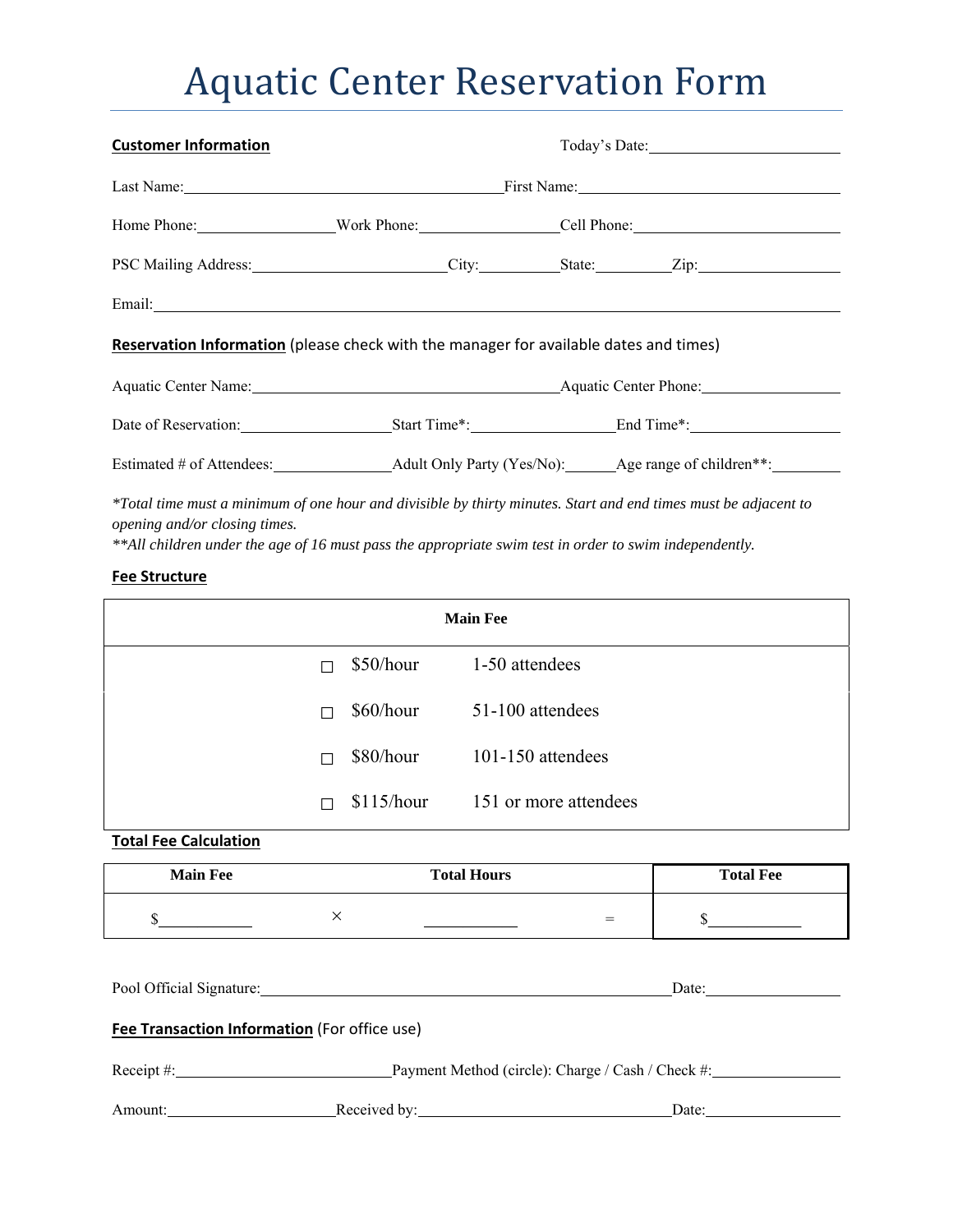# Aquatic Center Reservation Form

**Customer Information** Today's Date:\_\_\_\_\_\_\_\_\_\_\_\_\_\_\_\_\_\_\_\_

Last Name:\_\_\_\_\_\_\_\_\_\_\_\_\_\_\_\_\_\_\_\_\_\_\_\_\_\_\_\_\_\_\_\_ First Name:\_\_\_\_\_\_\_\_\_\_\_\_\_\_\_\_\_\_\_\_\_\_\_\_\_\_\_\_

Home Phone:\_\_\_\_\_\_\_\_\_\_\_\_\_\_ Work Phone:\_\_\_\_\_\_\_\_\_\_\_\_\_\_ Cell Phone:\_\_\_\_\_\_\_\_\_\_\_\_\_\_\_\_\_\_\_\_

PSC Mailing Address:\_\_\_\_\_\_\_\_\_\_\_\_\_\_\_\_\_\_\_\_ City:\_\_\_\_\_\_\_\_ State:\_\_\_\_\_\_\_\_ Zip:\_\_\_\_\_\_\_\_\_\_\_\_\_\_

Email:\_\_\_\_\_\_\_\_\_\_\_\_\_\_\_\_\_\_\_\_\_\_\_\_\_\_\_\_\_\_\_\_\_\_\_\_\_\_\_\_\_\_\_\_\_\_\_\_\_\_\_\_\_\_\_\_\_\_\_\_\_\_\_\_\_\_

**Reservation Information** (please check with the manager for available dates and times)

Aquatic Center Name:\_\_\_\_\_\_\_\_\_\_\_\_\_\_\_\_\_\_\_\_\_\_\_\_\_\_\_\_\_\_ Aquatic Center Phone:\_\_\_\_\_\_\_\_\_\_\_\_\_\_

Date of Reservation:\_\_\_\_\_\_\_\_\_\_\_\_\_\_ Start Time\*:\_\_\_\_\_\_\_\_\_\_\_\_\_\_ End Time\*:\_\_\_\_\_\_\_\_\_\_\_\_\_\_

Estimated # of Attendees:\_\_\_\_\_\_\_\_\_\_\_\_ Adult Only Party (Yes/No):\_\_\_\_\_ Age range of children\*\*:\_\_\_\_\_\_\_

*\*Total time must a minimum of one hour and divisible by thirty minutes. Start and end times must be adjacent to opening and/or closing times.*
*\*\*All children under the age of 16 must pass the appropriate swim test in order to swim independently.*

**Fee Structure**

| Main Fee | |
|---|---|
| ☐ $50/hour | 1-50 attendees |
| ☐ $60/hour | 51-100 attendees |
| ☐ $80/hour | 101-150 attendees |
| ☐ $115/hour | 151 or more attendees |

**Total Fee Calculation**

| Main Fee | | Total Hours | | Total Fee |
|---|---|---|---|---|
| $\_\_\_\_\_\_\_\_ | × | \_\_\_\_\_\_\_\_ | = | $\_\_\_\_\_\_\_\_ |

Pool Official Signature:\_\_\_\_\_\_\_\_\_\_\_\_\_\_\_\_\_\_\_\_\_\_\_\_\_\_\_\_\_\_\_\_\_\_\_\_\_\_\_\_ Date:\_\_\_\_\_\_\_\_\_\_\_\_\_\_

**Fee Transaction Information** (For office use)

Receipt #:\_\_\_\_\_\_\_\_\_\_\_\_\_\_\_\_\_\_\_\_ Payment Method (circle): Charge / Cash / Check #:\_\_\_\_\_\_\_\_\_\_\_\_\_\_

Amount:\_\_\_\_\_\_\_\_\_\_\_\_\_\_\_\_ Received by:\_\_\_\_\_\_\_\_\_\_\_\_\_\_\_\_\_\_\_\_\_\_\_\_\_\_ Date:\_\_\_\_\_\_\_\_\_\_\_\_\_\_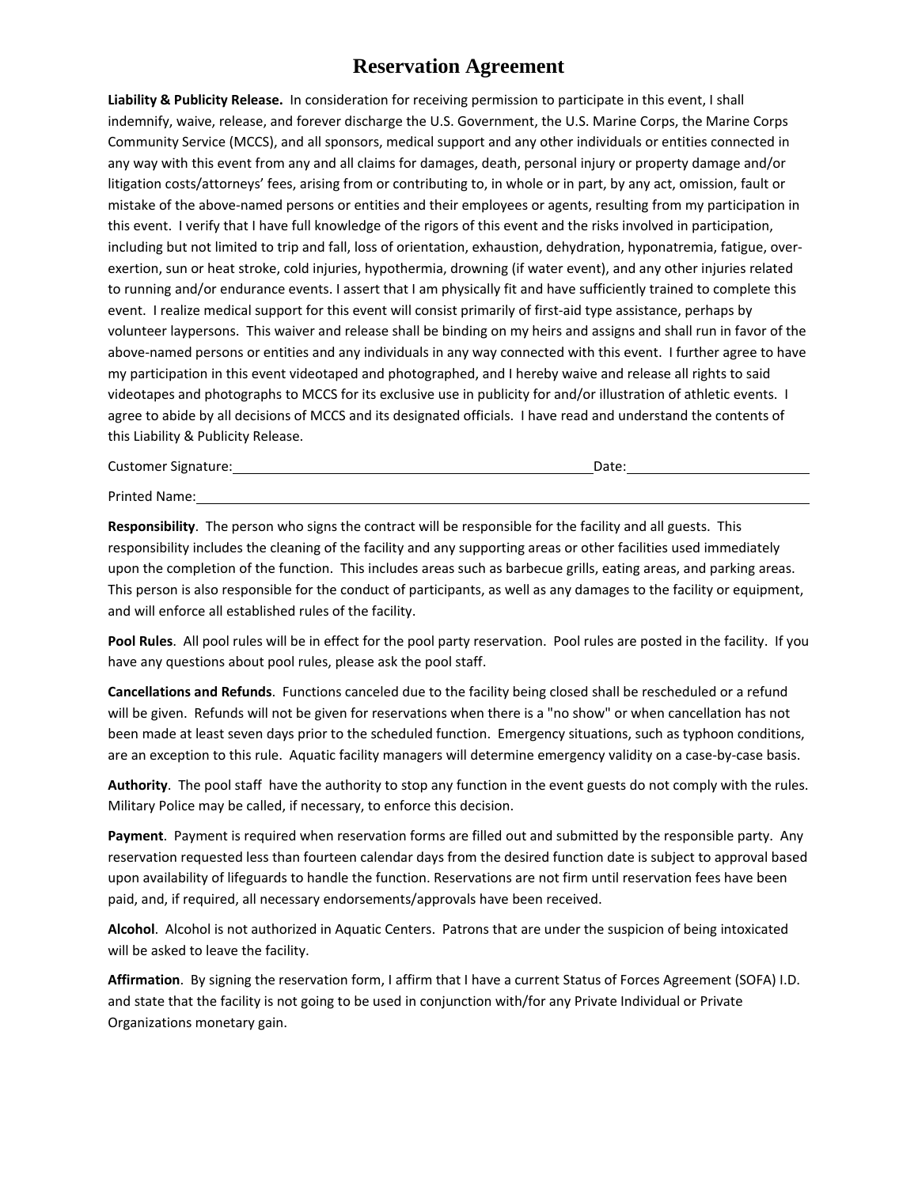# Reservation Agreement

**Liability & Publicity Release.** In consideration for receiving permission to participate in this event, I shall indemnify, waive, release, and forever discharge the U.S. Government, the U.S. Marine Corps, the Marine Corps Community Service (MCCS), and all sponsors, medical support and any other individuals or entities connected in any way with this event from any and all claims for damages, death, personal injury or property damage and/or litigation costs/attorneys' fees, arising from or contributing to, in whole or in part, by any act, omission, fault or mistake of the above-named persons or entities and their employees or agents, resulting from my participation in this event. I verify that I have full knowledge of the rigors of this event and the risks involved in participation, including but not limited to trip and fall, loss of orientation, exhaustion, dehydration, hyponatremia, fatigue, over-exertion, sun or heat stroke, cold injuries, hypothermia, drowning (if water event), and any other injuries related to running and/or endurance events. I assert that I am physically fit and have sufficiently trained to complete this event. I realize medical support for this event will consist primarily of first-aid type assistance, perhaps by volunteer laypersons. This waiver and release shall be binding on my heirs and assigns and shall run in favor of the above-named persons or entities and any individuals in any way connected with this event. I further agree to have my participation in this event videotaped and photographed, and I hereby waive and release all rights to said videotapes and photographs to MCCS for its exclusive use in publicity for and/or illustration of athletic events. I agree to abide by all decisions of MCCS and its designated officials. I have read and understand the contents of this Liability & Publicity Release.

Customer Signature:\_\_\_\_\_\_\_\_\_\_\_\_\_\_\_\_\_\_\_\_\_\_\_\_\_\_\_\_\_\_\_\_\_\_\_\_\_\_\_\_ Date:\_\_\_\_\_\_\_\_\_\_\_\_\_\_\_\_\_\_\_\_

Printed Name:\_\_\_\_\_\_\_\_\_\_\_\_\_\_\_\_\_\_\_\_\_\_\_\_\_\_\_\_\_\_\_\_\_\_\_\_\_\_\_\_\_\_\_\_\_\_\_\_\_\_\_\_\_\_\_\_\_\_\_\_

**Responsibility**. The person who signs the contract will be responsible for the facility and all guests. This responsibility includes the cleaning of the facility and any supporting areas or other facilities used immediately upon the completion of the function. This includes areas such as barbecue grills, eating areas, and parking areas. This person is also responsible for the conduct of participants, as well as any damages to the facility or equipment, and will enforce all established rules of the facility.

**Pool Rules**. All pool rules will be in effect for the pool party reservation. Pool rules are posted in the facility. If you have any questions about pool rules, please ask the pool staff.

**Cancellations and Refunds**. Functions canceled due to the facility being closed shall be rescheduled or a refund will be given. Refunds will not be given for reservations when there is a "no show" or when cancellation has not been made at least seven days prior to the scheduled function. Emergency situations, such as typhoon conditions, are an exception to this rule. Aquatic facility managers will determine emergency validity on a case-by-case basis.

**Authority**. The pool staff have the authority to stop any function in the event guests do not comply with the rules. Military Police may be called, if necessary, to enforce this decision.

**Payment**. Payment is required when reservation forms are filled out and submitted by the responsible party. Any reservation requested less than fourteen calendar days from the desired function date is subject to approval based upon availability of lifeguards to handle the function. Reservations are not firm until reservation fees have been paid, and, if required, all necessary endorsements/approvals have been received.

**Alcohol**. Alcohol is not authorized in Aquatic Centers. Patrons that are under the suspicion of being intoxicated will be asked to leave the facility.

**Affirmation**. By signing the reservation form, I affirm that I have a current Status of Forces Agreement (SOFA) I.D. and state that the facility is not going to be used in conjunction with/for any Private Individual or Private Organizations monetary gain.